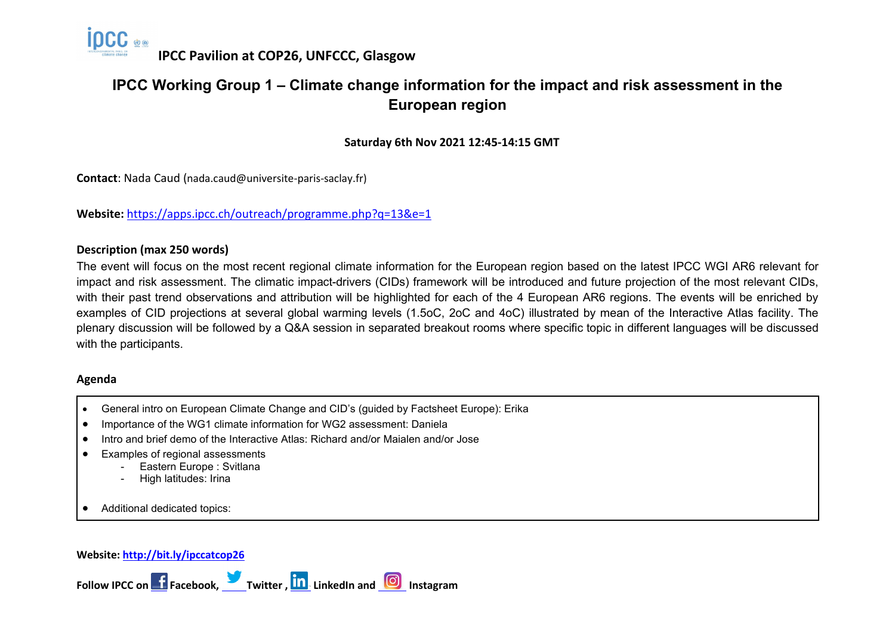IPCC Pavilion at COP26, UNFCCC, Glasgow

# IPCC Working Group 1 – Climate change information for the impact and risk assessment in the European region

**Saturday 6th Nov 2021 12:45-14:15 GMT**

**Contact**: Nada Caud (nada.caud@universite-paris-saclay.fr)

**Website:** https://apps.ipcc.ch/outreach/programme.php?q=13&e=1

**Description (max 250 words)**

The event will focus on the most recent regional climate information for the European region based on the latest IPCC WGI AR6 relevant for impact and risk assessment. The climatic impact-drivers (CIDs) framework will be introduced and future projection of the most relevant CIDs, with their past trend observations and attribution will be highlighted for each of the 4 European AR6 regions. The events will be enriched by examples of CID projections at several global warming levels (1.5oC, 2oC and 4oC) illustrated by mean of the Interactive Atlas facility. The plenary discussion will be followed by a Q&A session in separated breakout rooms where specific topic in different languages will be discussed with the participants.

**Agenda**

- General intro on European Climate Change and CID's (guided by Factsheet Europe): Erika
- Importance of the WG1 climate information for WG2 assessment: Daniela
- Intro and brief demo of the Interactive Atlas: Richard and/or Maialen and/or Jose
- Examples of regional assessments
  - Eastern Europe : Svitlana
  - High latitudes: Irina
- Additional dedicated topics:

**Website: http://bit.ly/ipccatcop26**

**Follow IPCC on Facebook, Twitter , LinkedIn and Instagram**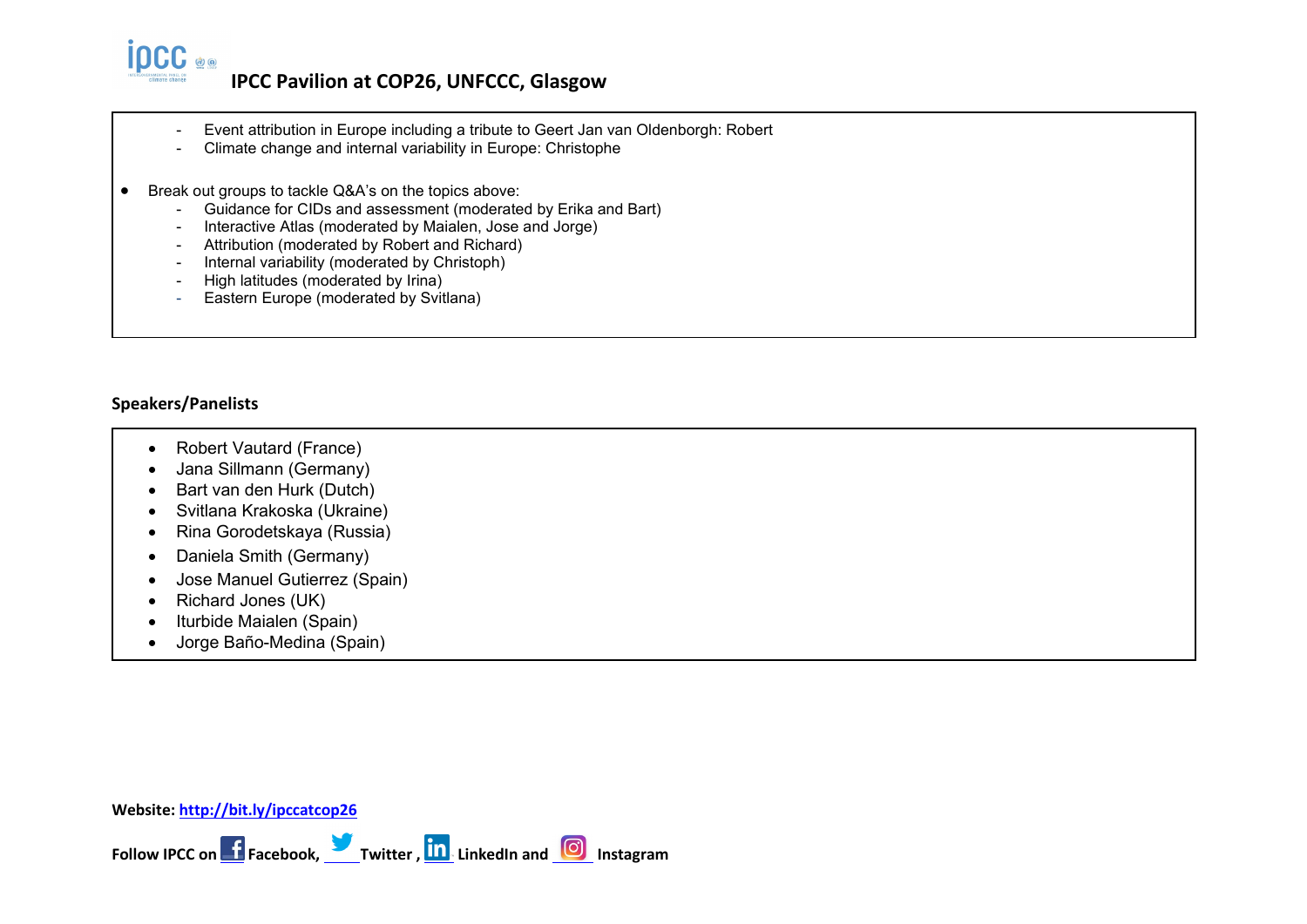- Event attribution in Europe including a tribute to Geert Jan van Oldenborgh: Robert
- Climate change and internal variability in Europe: Christophe

- Break out groups to tackle Q&A's on the topics above:
  - Guidance for CIDs and assessment (moderated by Erika and Bart)
  - Interactive Atlas (moderated by Maialen, Jose and Jorge)
  - Attribution (moderated by Robert and Richard)
  - Internal variability (moderated by Christoph)
  - High latitudes (moderated by Irina)
  - Eastern Europe (moderated by Svitlana)

**Speakers/Panelists**

- Robert Vautard (France)
- Jana Sillmann (Germany)
- Bart van den Hurk (Dutch)
- Svitlana Krakoska (Ukraine)
- Rina Gorodetskaya (Russia)
- Daniela Smith (Germany)
- Jose Manuel Gutierrez (Spain)
- Richard Jones (UK)
- Iturbide Maialen (Spain)
- Jorge Baño-Medina (Spain)

**Website: [http://bit.ly/ipccatcop26](http://bit.ly/ipccatcop26)**

**Follow IPCC on Facebook, Twitter , LinkedIn and Instagram**